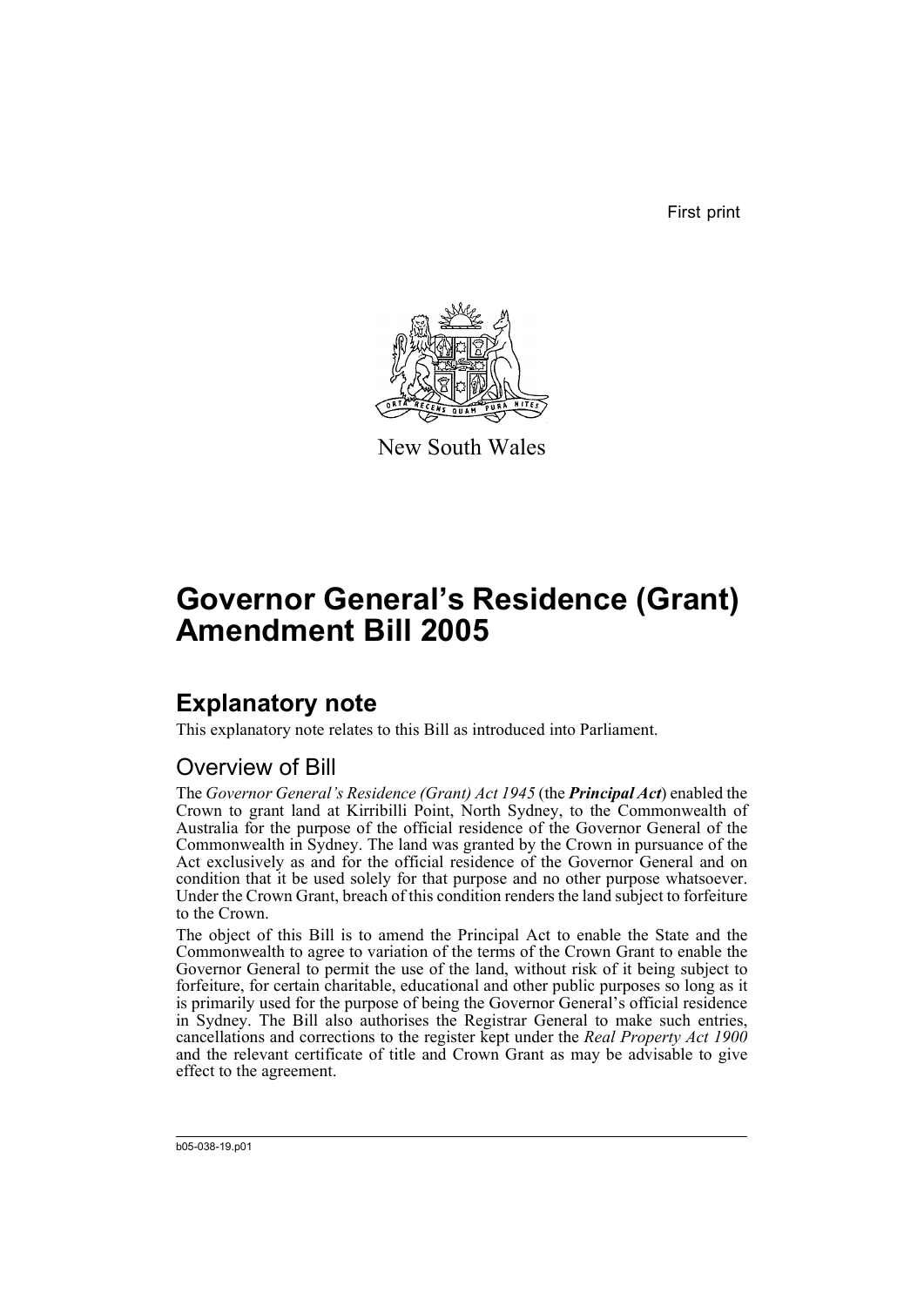First print

New South Wales

# Governor General's Residence (Grant) Amendment Bill 2005

## Explanatory note

This explanatory note relates to this Bill as introduced into Parliament.

### Overview of Bill

The *Governor General's Residence (Grant) Act 1945* (the ***Principal Act***) enabled the Crown to grant land at Kirribilli Point, North Sydney, to the Commonwealth of Australia for the purpose of the official residence of the Governor General of the Commonwealth in Sydney. The land was granted by the Crown in pursuance of the Act exclusively as and for the official residence of the Governor General and on condition that it be used solely for that purpose and no other purpose whatsoever. Under the Crown Grant, breach of this condition renders the land subject to forfeiture to the Crown.

The object of this Bill is to amend the Principal Act to enable the State and the Commonwealth to agree to variation of the terms of the Crown Grant to enable the Governor General to permit the use of the land, without risk of it being subject to forfeiture, for certain charitable, educational and other public purposes so long as it is primarily used for the purpose of being the Governor General's official residence in Sydney. The Bill also authorises the Registrar General to make such entries, cancellations and corrections to the register kept under the *Real Property Act 1900* and the relevant certificate of title and Crown Grant as may be advisable to give effect to the agreement.

b05-038-19.p01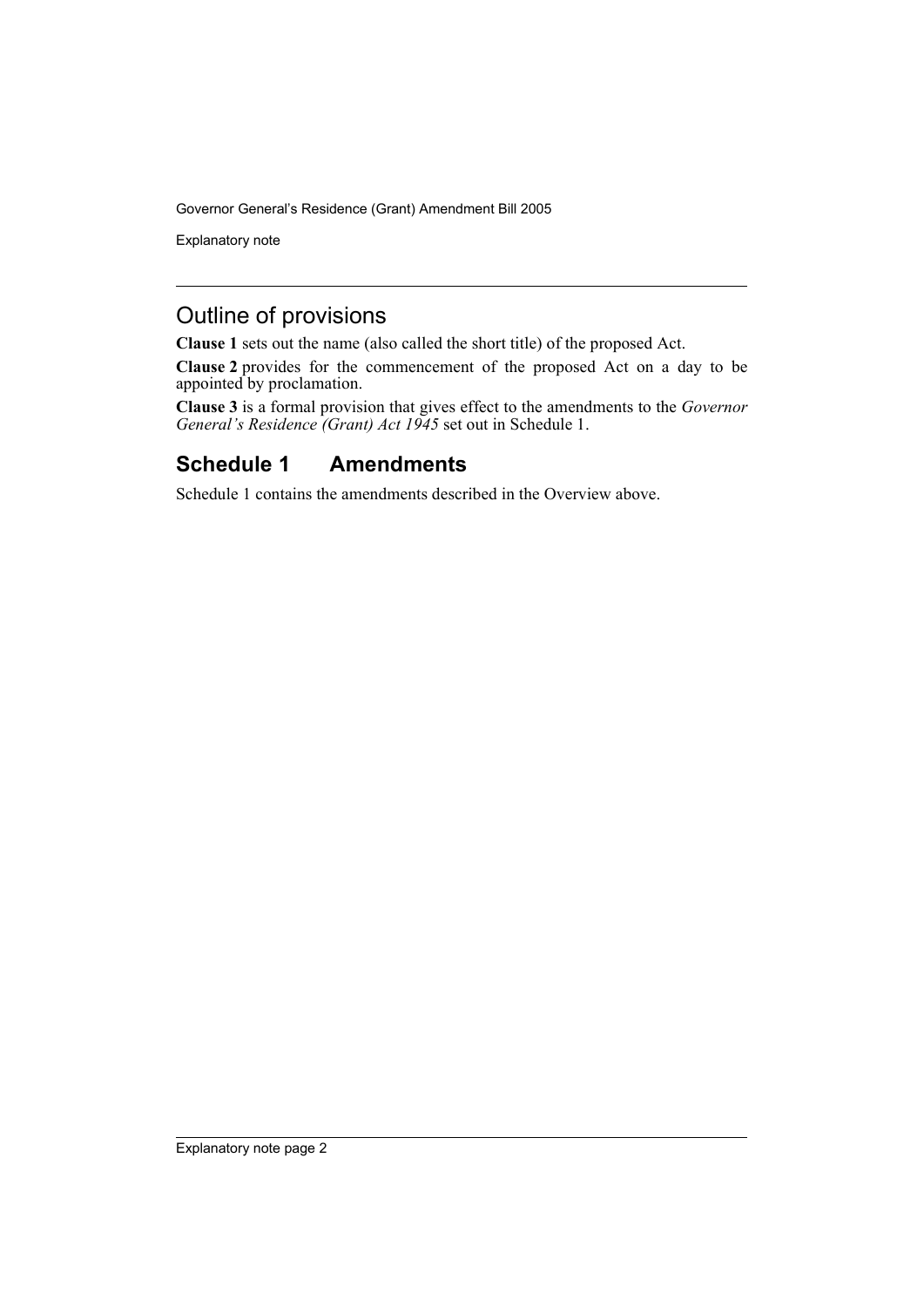## Outline of provisions

**Clause 1** sets out the name (also called the short title) of the proposed Act.

**Clause 2** provides for the commencement of the proposed Act on a day to be appointed by proclamation.

**Clause 3** is a formal provision that gives effect to the amendments to the *Governor General's Residence (Grant) Act 1945* set out in Schedule 1.

## Schedule 1 Amendments

Schedule 1 contains the amendments described in the Overview above.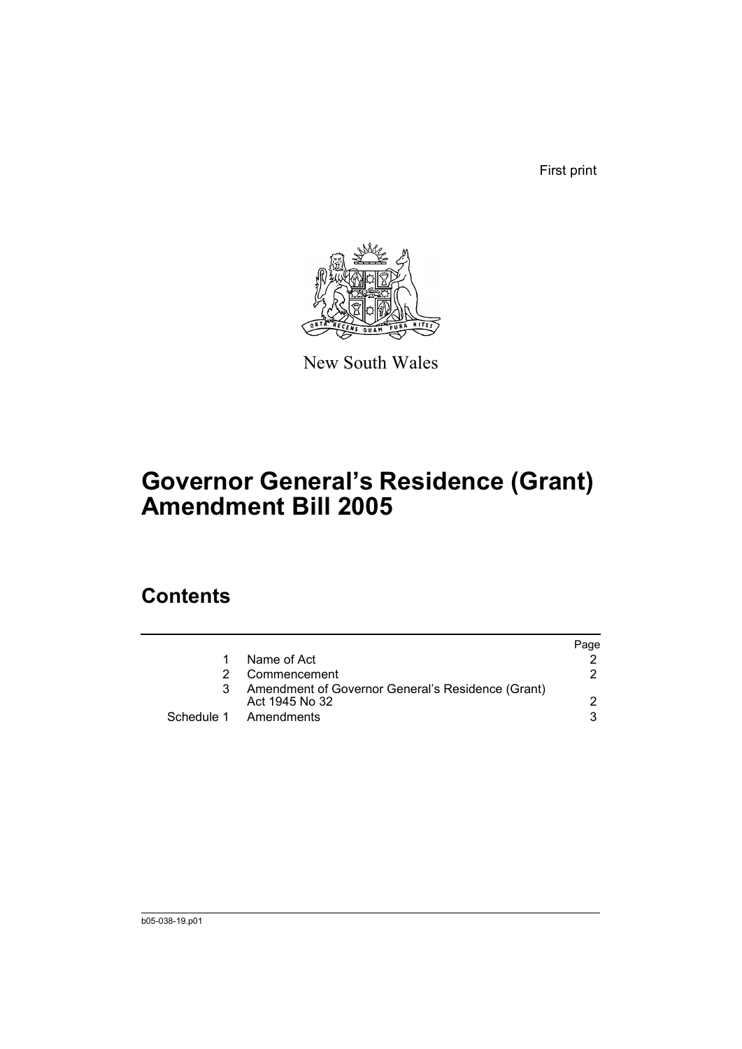First print

New South Wales

# Governor General’s Residence (Grant) Amendment Bill 2005

## Contents

| | | Page |
|---|---|---|
| 1 | Name of Act | 2 |
| 2 | Commencement | 2 |
| 3 | Amendment of Governor General’s Residence (Grant) Act 1945 No 32 | 2 |
| Schedule 1 | Amendments | 3 |

b05-038-19.p01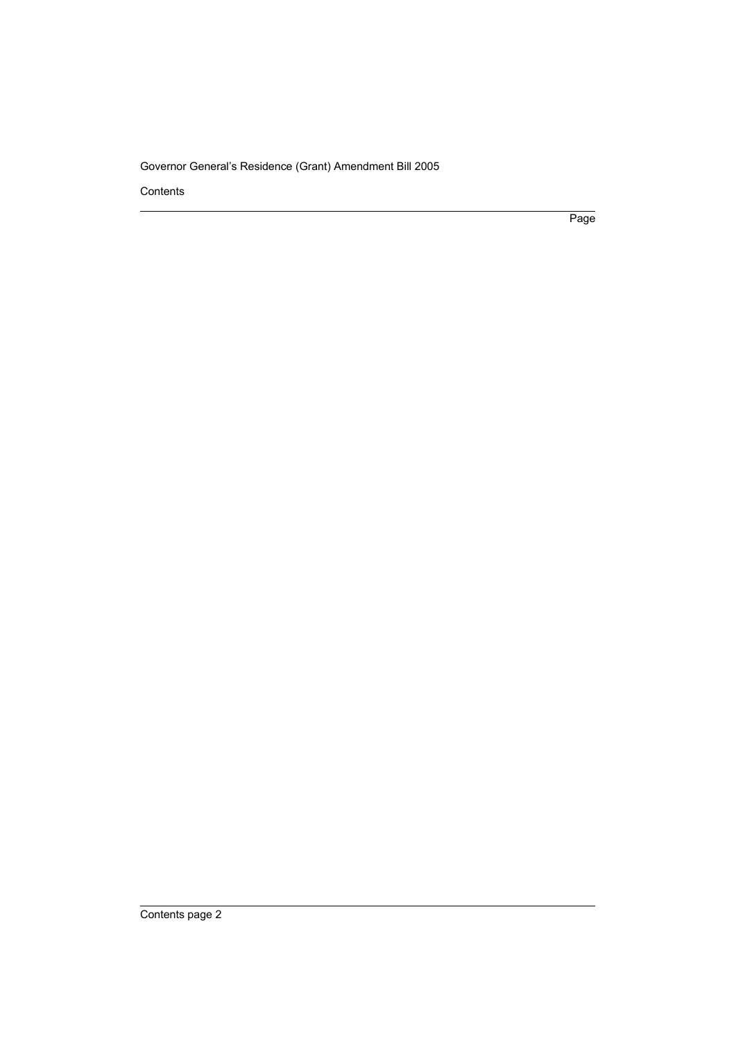Contents

Page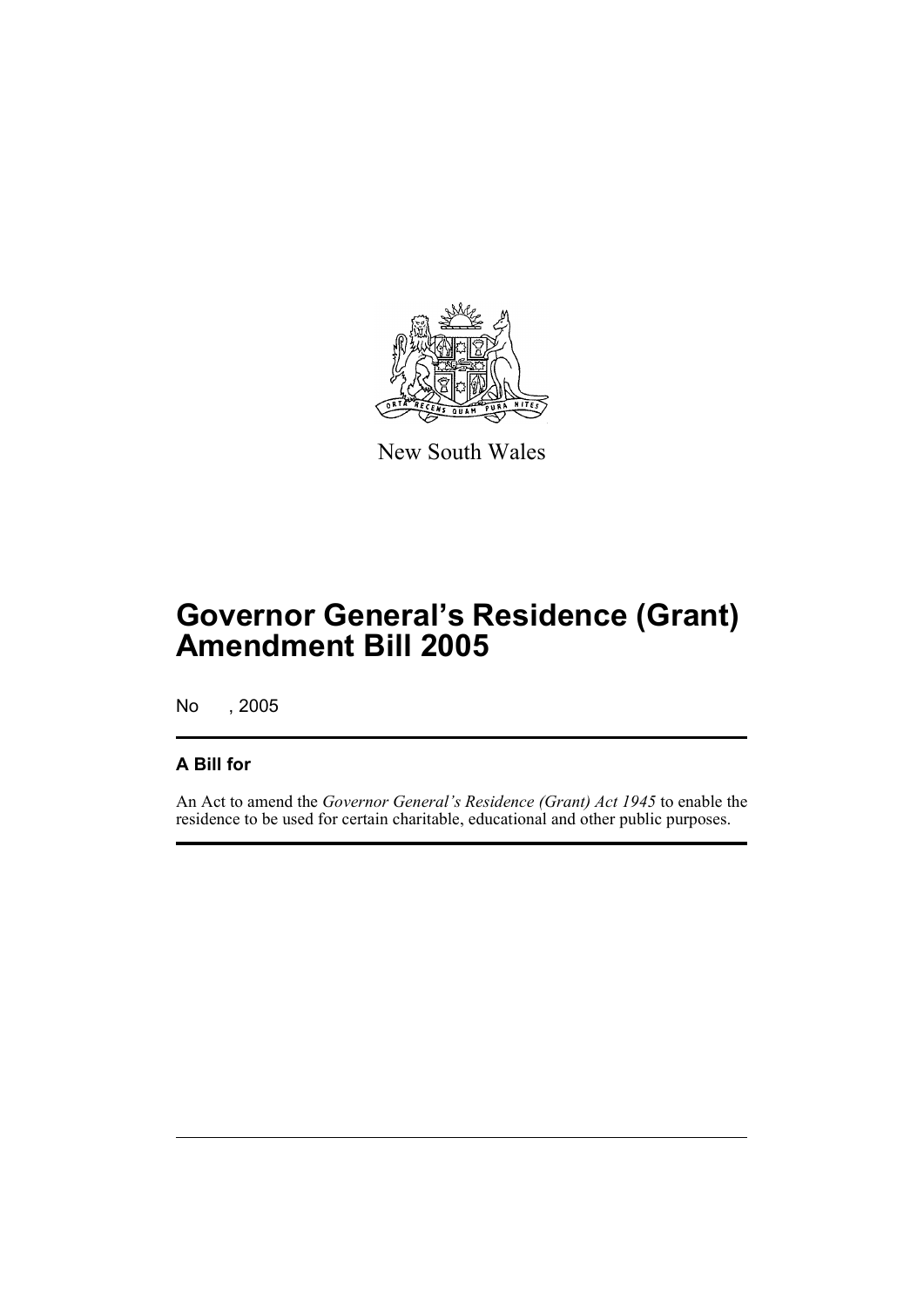New South Wales

# Governor General's Residence (Grant) Amendment Bill 2005

No , 2005

## A Bill for

An Act to amend the *Governor General's Residence (Grant) Act 1945* to enable the residence to be used for certain charitable, educational and other public purposes.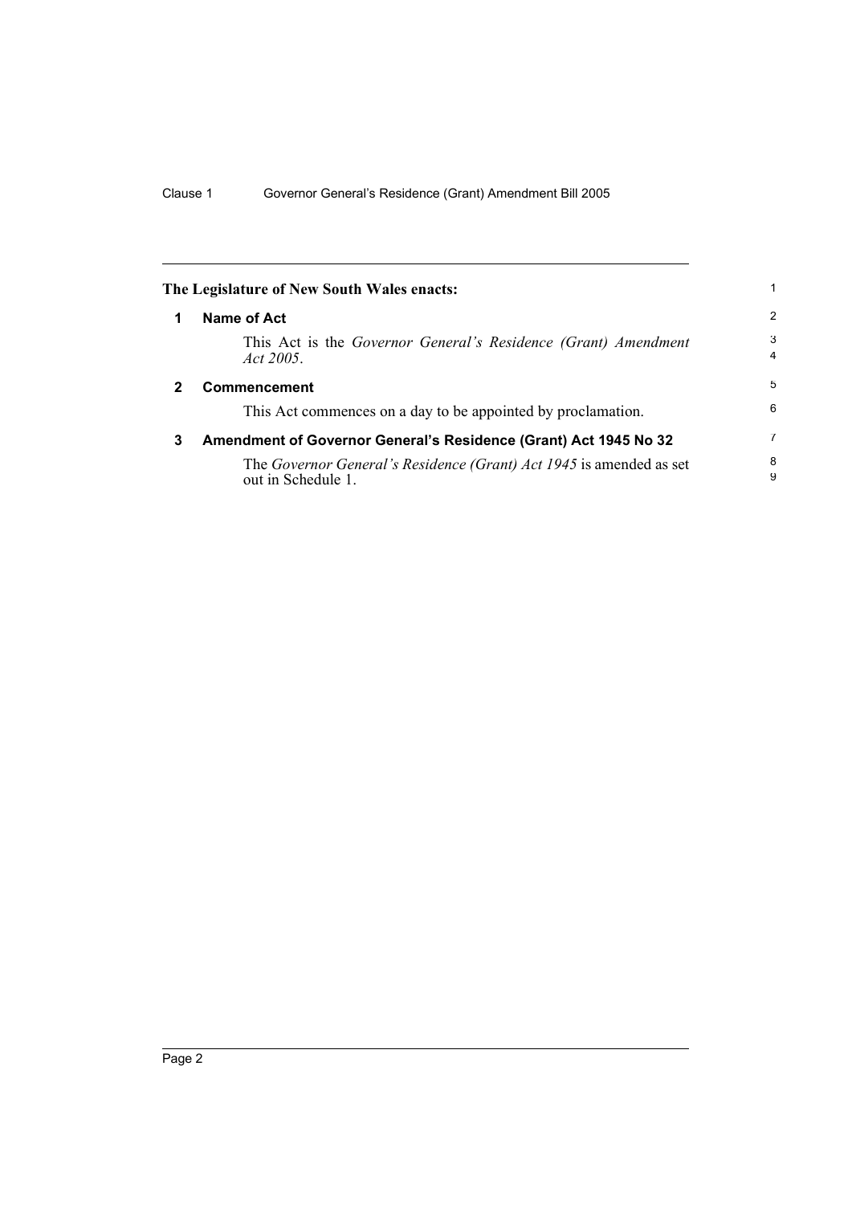**The Legislature of New South Wales enacts:**

### 1 Name of Act

This Act is the *Governor General's Residence (Grant) Amendment Act 2005*.

### 2 Commencement

This Act commences on a day to be appointed by proclamation.

### 3 Amendment of Governor General's Residence (Grant) Act 1945 No 32

The *Governor General's Residence (Grant) Act 1945* is amended as set out in Schedule 1.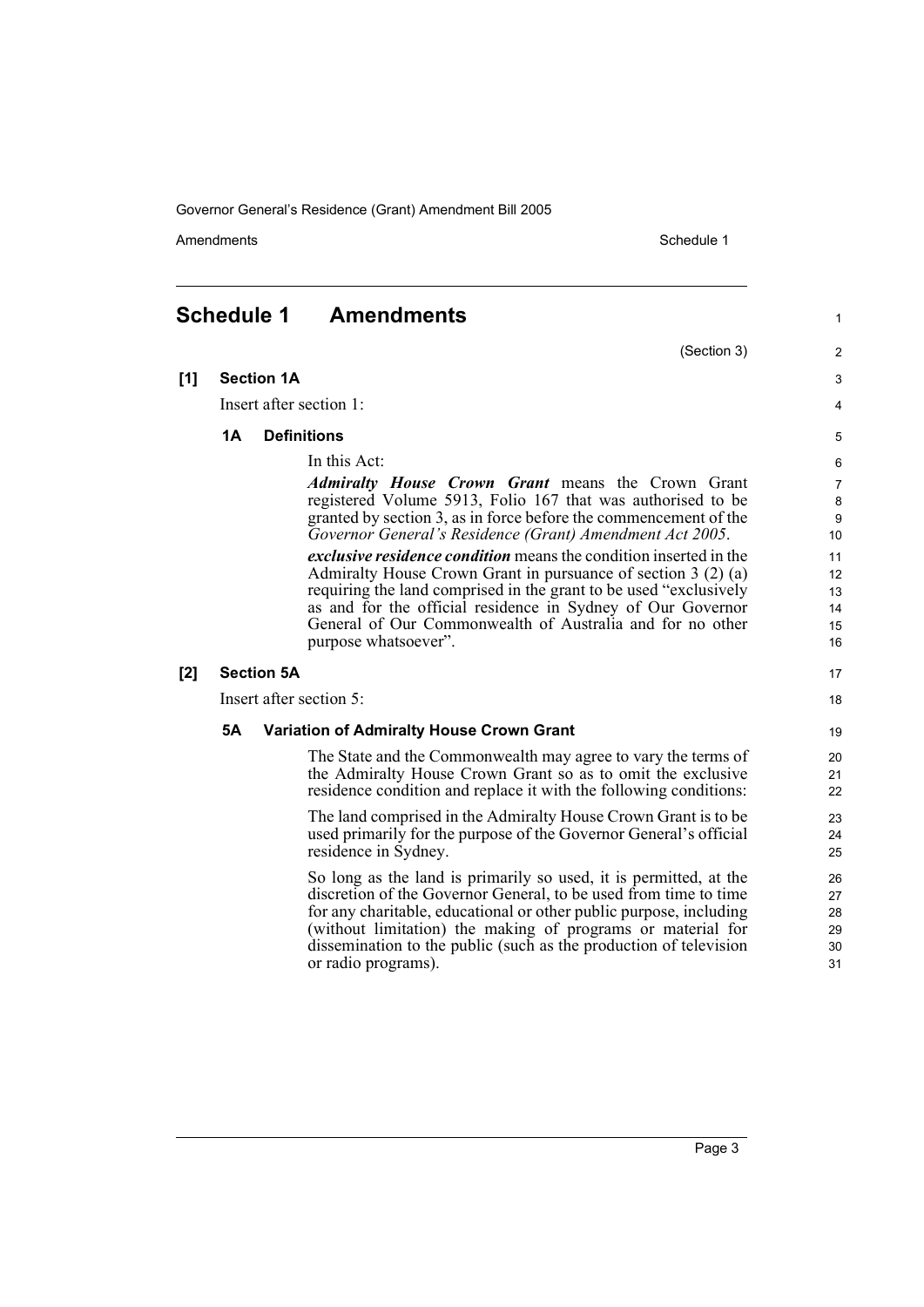## Schedule 1 Amendments

(Section 3)

**[1] Section 1A**

Insert after section 1:

### 1A Definitions

In this Act:

***Admiralty House Crown Grant*** means the Crown Grant registered Volume 5913, Folio 167 that was authorised to be granted by section 3, as in force before the commencement of the *Governor General's Residence (Grant) Amendment Act 2005*.

***exclusive residence condition*** means the condition inserted in the Admiralty House Crown Grant in pursuance of section 3 (2) (a) requiring the land comprised in the grant to be used "exclusively as and for the official residence in Sydney of Our Governor General of Our Commonwealth of Australia and for no other purpose whatsoever".

**[2] Section 5A**

Insert after section 5:

### 5A Variation of Admiralty House Crown Grant

The State and the Commonwealth may agree to vary the terms of the Admiralty House Crown Grant so as to omit the exclusive residence condition and replace it with the following conditions:

The land comprised in the Admiralty House Crown Grant is to be used primarily for the purpose of the Governor General's official residence in Sydney.

So long as the land is primarily so used, it is permitted, at the discretion of the Governor General, to be used from time to time for any charitable, educational or other public purpose, including (without limitation) the making of programs or material for dissemination to the public (such as the production of television or radio programs).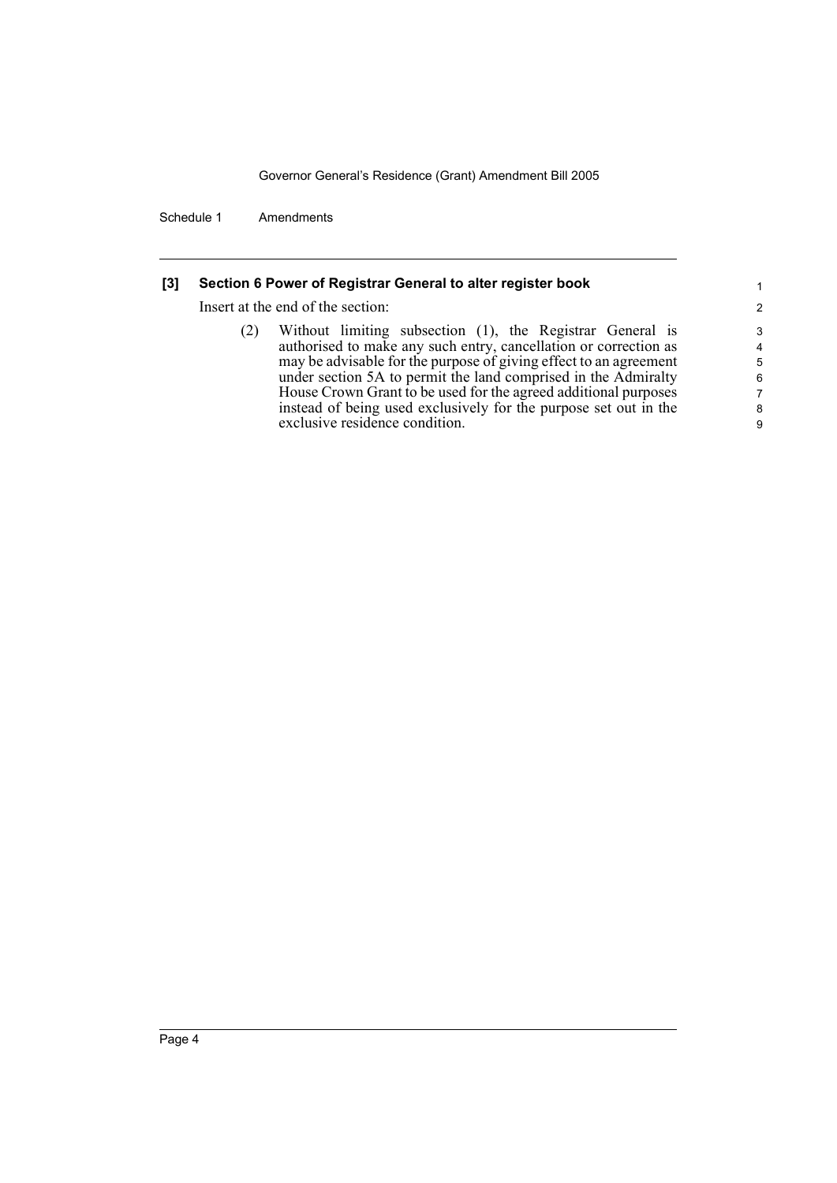### [3] Section 6 Power of Registrar General to alter register book

Insert at the end of the section:

(2) Without limiting subsection (1), the Registrar General is authorised to make any such entry, cancellation or correction as may be advisable for the purpose of giving effect to an agreement under section 5A to permit the land comprised in the Admiralty House Crown Grant to be used for the agreed additional purposes instead of being used exclusively for the purpose set out in the exclusive residence condition.